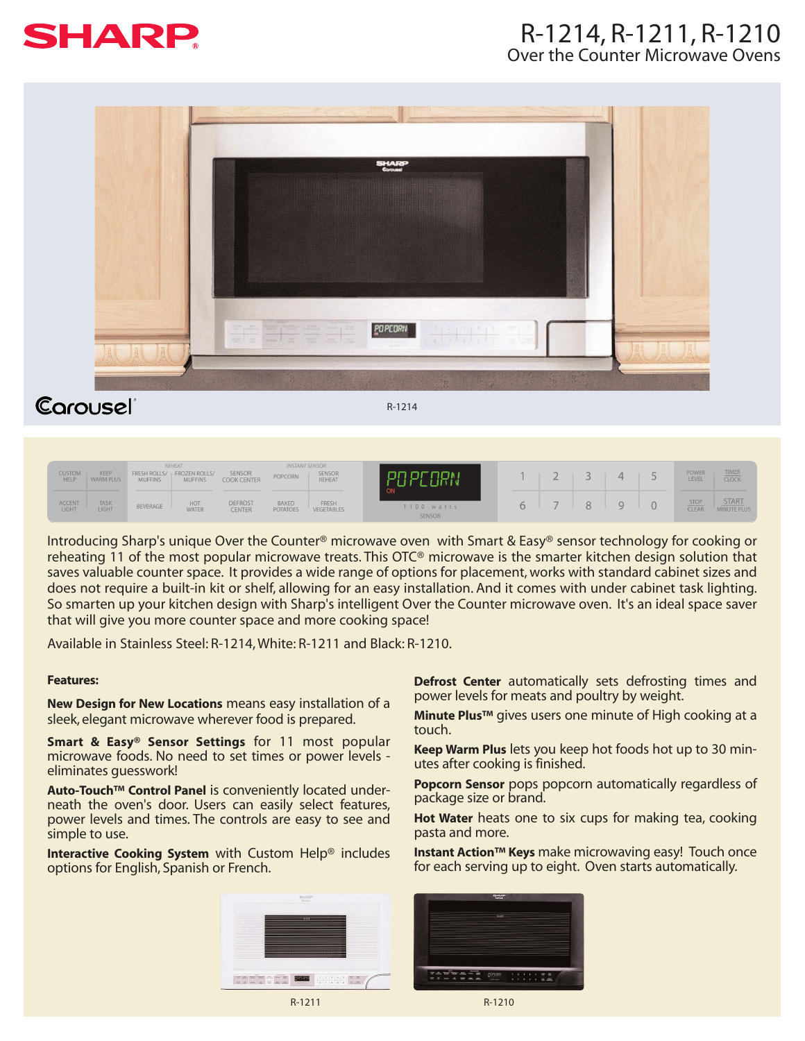# R-1214, R-1211, R-1210

## Over the Counter Microwave Ovens

Carousel

R-1214

Introducing Sharp's unique Over the Counter® microwave oven with Smart & Easy® sensor technology for cooking or reheating 11 of the most popular microwave treats. This OTC® microwave is the smarter kitchen design solution that saves valuable counter space. It provides a wide range of options for placement, works with standard cabinet sizes and does not require a built-in kit or shelf, allowing for an easy installation. And it comes with under cabinet task lighting. So smarten up your kitchen design with Sharp's intelligent Over the Counter microwave oven. It's an ideal space saver that will give you more counter space and more cooking space!

Available in Stainless Steel: R-1214, White: R-1211 and Black: R-1210.

**Features:**

**New Design for New Locations** means easy installation of a sleek, elegant microwave wherever food is prepared.

**Smart & Easy® Sensor Settings** for 11 most popular microwave foods. No need to set times or power levels - eliminates guesswork!

**Auto-Touch™ Control Panel** is conveniently located underneath the oven's door. Users can easily select features, power levels and times. The controls are easy to see and simple to use.

**Interactive Cooking System** with Custom Help® includes options for English, Spanish or French.

**Defrost Center** automatically sets defrosting times and power levels for meats and poultry by weight.

**Minute Plus™** gives users one minute of High cooking at a touch.

**Keep Warm Plus** lets you keep hot foods hot up to 30 minutes after cooking is finished.

**Popcorn Sensor** pops popcorn automatically regardless of package size or brand.

**Hot Water** heats one to six cups for making tea, cooking pasta and more.

**Instant Action™ Keys** make microwaving easy! Touch once for each serving up to eight. Oven starts automatically.

R-1211

R-1210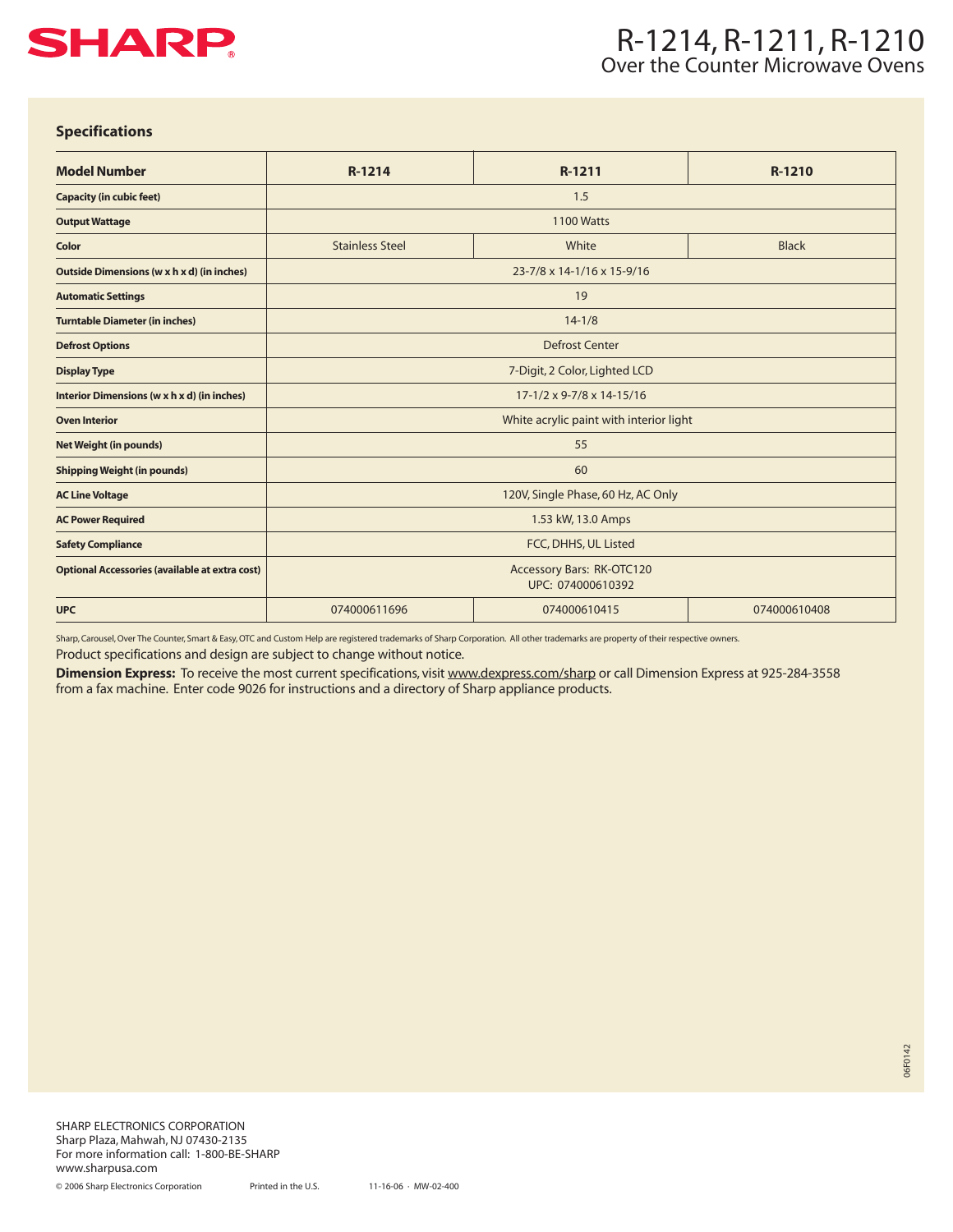# R-1214, R-1211, R-1210
## Over the Counter Microwave Ovens

### Specifications

| Model Number | R-1214 | R-1211 | R-1210 |
|---|---|---|---|
| Capacity (in cubic feet) | 1.5 | | |
| Output Wattage | 1100 Watts | | |
| Color | Stainless Steel | White | Black |
| Outside Dimensions (w x h x d) (in inches) | 23-7/8 x 14-1/16 x 15-9/16 | | |
| Automatic Settings | 19 | | |
| Turntable Diameter (in inches) | 14-1/8 | | |
| Defrost Options | Defrost Center | | |
| Display Type | 7-Digit, 2 Color, Lighted LCD | | |
| Interior Dimensions (w x h x d) (in inches) | 17-1/2 x 9-7/8 x 14-15/16 | | |
| Oven Interior | White acrylic paint with interior light | | |
| Net Weight (in pounds) | 55 | | |
| Shipping Weight (in pounds) | 60 | | |
| AC Line Voltage | 120V, Single Phase, 60 Hz, AC Only | | |
| AC Power Required | 1.53 kW, 13.0 Amps | | |
| Safety Compliance | FCC, DHHS, UL Listed | | |
| Optional Accessories (available at extra cost) | Accessory Bars: RK-OTC120 UPC: 074000610392 | | |
| UPC | 074000611696 | 074000610415 | 074000610408 |

Sharp, Carousel, Over The Counter, Smart & Easy, OTC and Custom Help are registered trademarks of Sharp Corporation. All other trademarks are property of their respective owners.

Product specifications and design are subject to change without notice.

**Dimension Express:** To receive the most current specifications, visit www.dexpress.com/sharp or call Dimension Express at 925-284-3558 from a fax machine. Enter code 9026 for instructions and a directory of Sharp appliance products.

06F0142

SHARP ELECTRONICS CORPORATION
Sharp Plaza, Mahwah, NJ 07430-2135
For more information call: 1-800-BE-SHARP
www.sharpusa.com

© 2006 Sharp Electronics Corporation Printed in the U.S. 11-16-06 · MW-02-400